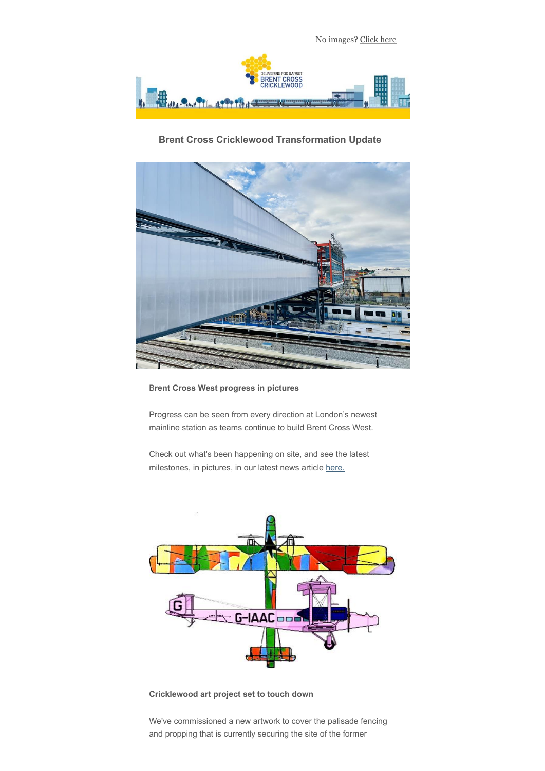No images? Click here

## Brent Cross Cricklewood Transformation Update

**Brent Cross West progress in pictures**

Progress can be seen from every direction at London's newest mainline station as teams continue to build Brent Cross West.

Check out what's been happening on site, and see the latest milestones, in pictures, in our latest news article here.

**Cricklewood art project set to touch down**

We've commissioned a new artwork to cover the palisade fencing and propping that is currently securing the site of the former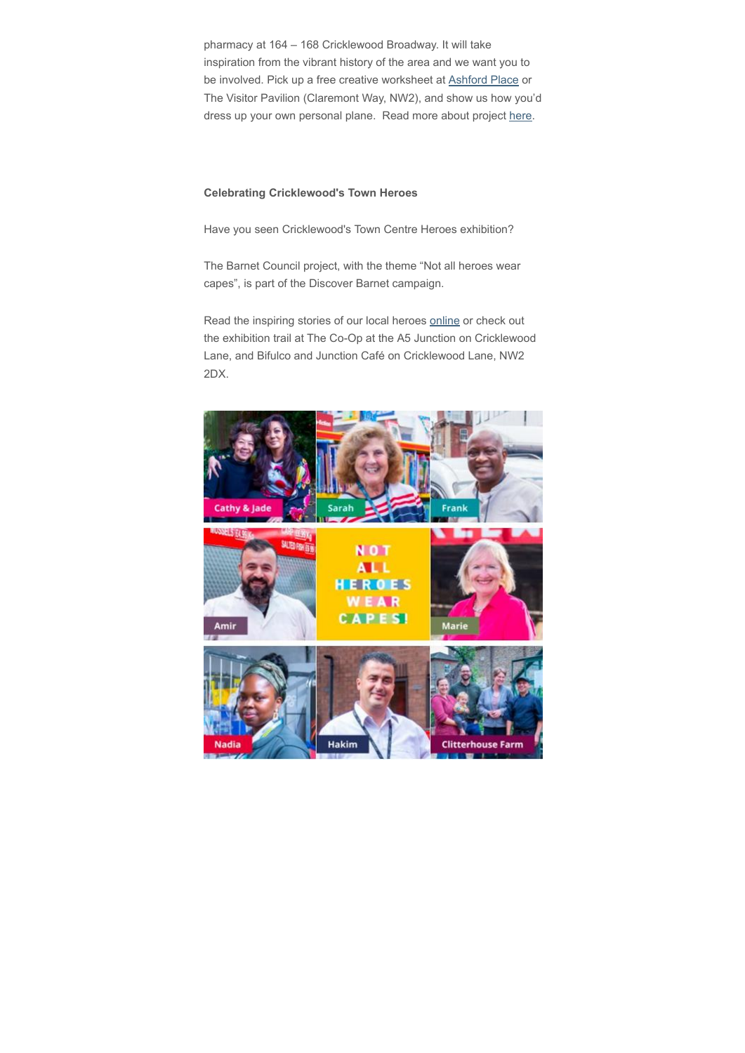pharmacy at 164 – 168 Cricklewood Broadway. It will take inspiration from the vibrant history of the area and we want you to be involved. Pick up a free creative worksheet at Ashford Place or The Visitor Pavilion (Claremont Way, NW2), and show us how you'd dress up your own personal plane. Read more about project here.

**Celebrating Cricklewood's Town Heroes**

Have you seen Cricklewood's Town Centre Heroes exhibition?

The Barnet Council project, with the theme "Not all heroes wear capes", is part of the Discover Barnet campaign.

Read the inspiring stories of our local heroes online or check out the exhibition trail at The Co-Op at the A5 Junction on Cricklewood Lane, and Bifulco and Junction Café on Cricklewood Lane, NW2 2DX.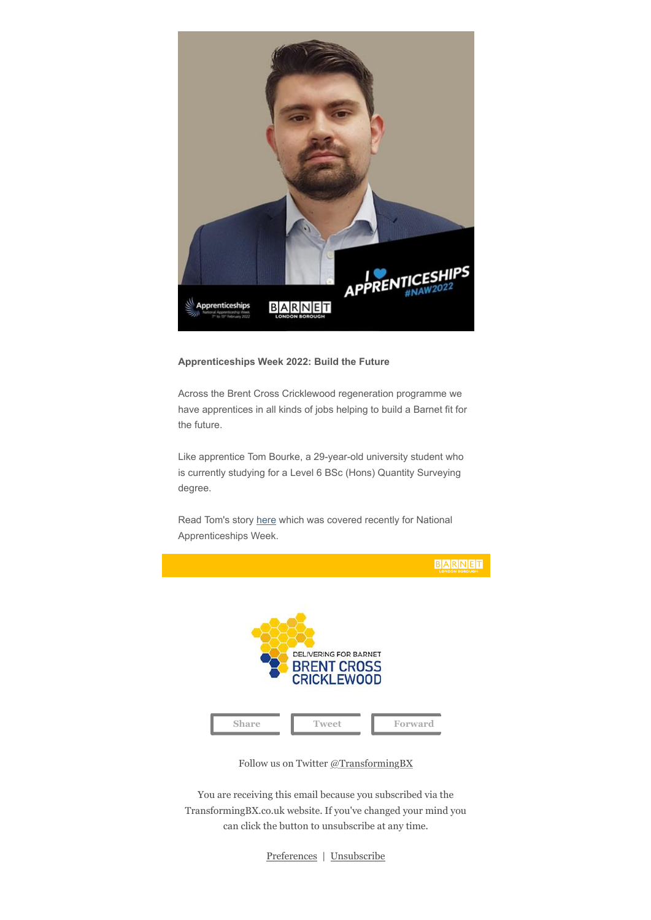**Apprenticeships Week 2022: Build the Future**

Across the Brent Cross Cricklewood regeneration programme we have apprentices in all kinds of jobs helping to build a Barnet fit for the future.

Like apprentice Tom Bourke, a 29-year-old university student who is currently studying for a Level 6 BSc (Hons) Quantity Surveying degree.

Read Tom's story here which was covered recently for National Apprenticeships Week.

Share | Tweet | Forward

Follow us on Twitter @TransformingBX

You are receiving this email because you subscribed via the TransformingBX.co.uk website. If you've changed your mind you can click the button to unsubscribe at any time.

Preferences | Unsubscribe